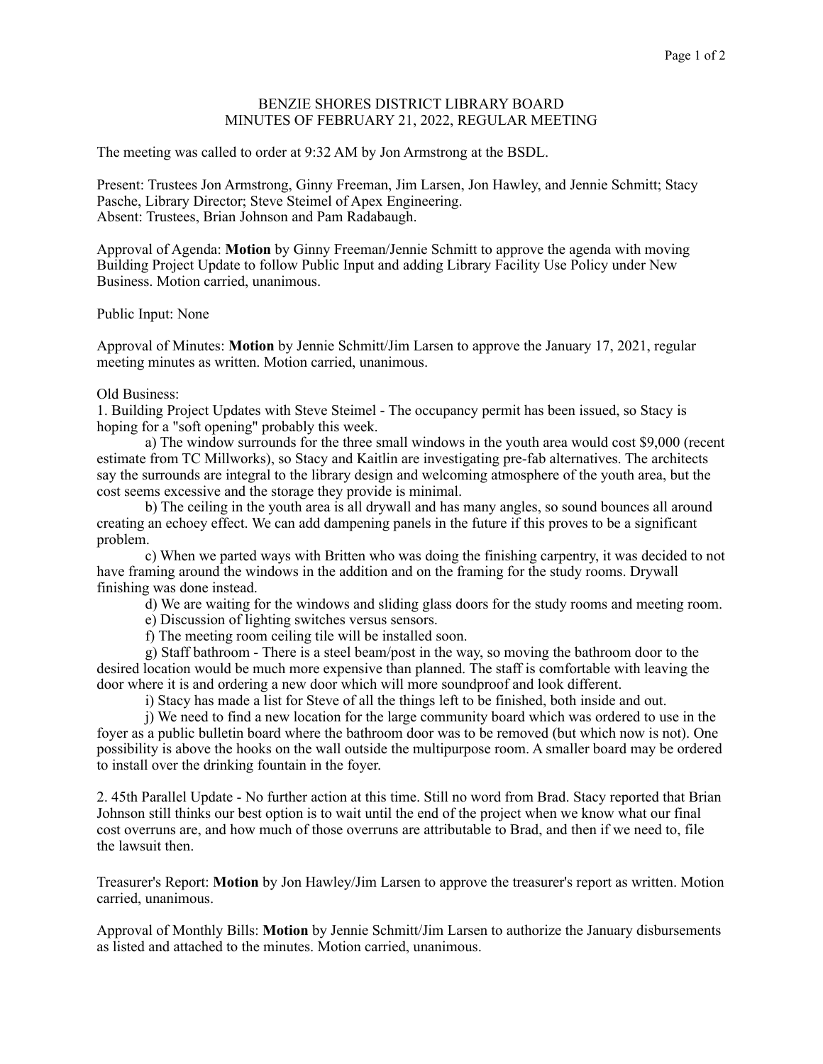# BENZIE SHORES DISTRICT LIBRARY BOARD
## MINUTES OF FEBRUARY 21, 2022, REGULAR MEETING

The meeting was called to order at 9:32 AM by Jon Armstrong at the BSDL.

Present: Trustees Jon Armstrong, Ginny Freeman, Jim Larsen, Jon Hawley, and Jennie Schmitt; Stacy Pasche, Library Director; Steve Steimel of Apex Engineering.
Absent: Trustees, Brian Johnson and Pam Radabaugh.

Approval of Agenda: **Motion** by Ginny Freeman/Jennie Schmitt to approve the agenda with moving Building Project Update to follow Public Input and adding Library Facility Use Policy under New Business. Motion carried, unanimous.

Public Input: None

Approval of Minutes: **Motion** by Jennie Schmitt/Jim Larsen to approve the January 17, 2021, regular meeting minutes as written. Motion carried, unanimous.

Old Business:

1. Building Project Updates with Steve Steimel - The occupancy permit has been issued, so Stacy is hoping for a "soft opening" probably this week.

    a) The window surrounds for the three small windows in the youth area would cost $9,000 (recent estimate from TC Millworks), so Stacy and Kaitlin are investigating pre-fab alternatives. The architects say the surrounds are integral to the library design and welcoming atmosphere of the youth area, but the cost seems excessive and the storage they provide is minimal.

    b) The ceiling in the youth area is all drywall and has many angles, so sound bounces all around creating an echoey effect. We can add dampening panels in the future if this proves to be a significant problem.

    c) When we parted ways with Britten who was doing the finishing carpentry, it was decided to not have framing around the windows in the addition and on the framing for the study rooms. Drywall finishing was done instead.

    d) We are waiting for the windows and sliding glass doors for the study rooms and meeting room.

    e) Discussion of lighting switches versus sensors.

    f) The meeting room ceiling tile will be installed soon.

    g) Staff bathroom - There is a steel beam/post in the way, so moving the bathroom door to the desired location would be much more expensive than planned. The staff is comfortable with leaving the door where it is and ordering a new door which will more soundproof and look different.

    i) Stacy has made a list for Steve of all the things left to be finished, both inside and out.

    j) We need to find a new location for the large community board which was ordered to use in the foyer as a public bulletin board where the bathroom door was to be removed (but which now is not). One possibility is above the hooks on the wall outside the multipurpose room. A smaller board may be ordered to install over the drinking fountain in the foyer.

2. 45th Parallel Update - No further action at this time. Still no word from Brad. Stacy reported that Brian Johnson still thinks our best option is to wait until the end of the project when we know what our final cost overruns are, and how much of those overruns are attributable to Brad, and then if we need to, file the lawsuit then.

Treasurer's Report: **Motion** by Jon Hawley/Jim Larsen to approve the treasurer's report as written. Motion carried, unanimous.

Approval of Monthly Bills: **Motion** by Jennie Schmitt/Jim Larsen to authorize the January disbursements as listed and attached to the minutes. Motion carried, unanimous.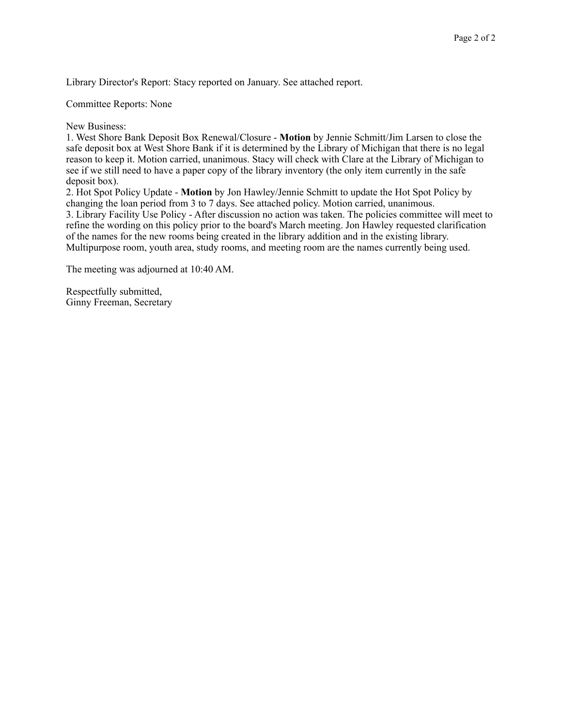Library Director's Report: Stacy reported on January. See attached report.

Committee Reports: None

New Business:

1. West Shore Bank Deposit Box Renewal/Closure - **Motion** by Jennie Schmitt/Jim Larsen to close the safe deposit box at West Shore Bank if it is determined by the Library of Michigan that there is no legal reason to keep it. Motion carried, unanimous. Stacy will check with Clare at the Library of Michigan to see if we still need to have a paper copy of the library inventory (the only item currently in the safe deposit box).
2. Hot Spot Policy Update - **Motion** by Jon Hawley/Jennie Schmitt to update the Hot Spot Policy by changing the loan period from 3 to 7 days. See attached policy. Motion carried, unanimous.
3. Library Facility Use Policy - After discussion no action was taken. The policies committee will meet to refine the wording on this policy prior to the board's March meeting. Jon Hawley requested clarification of the names for the new rooms being created in the library addition and in the existing library. Multipurpose room, youth area, study rooms, and meeting room are the names currently being used.

The meeting was adjourned at 10:40 AM.

Respectfully submitted,
Ginny Freeman, Secretary